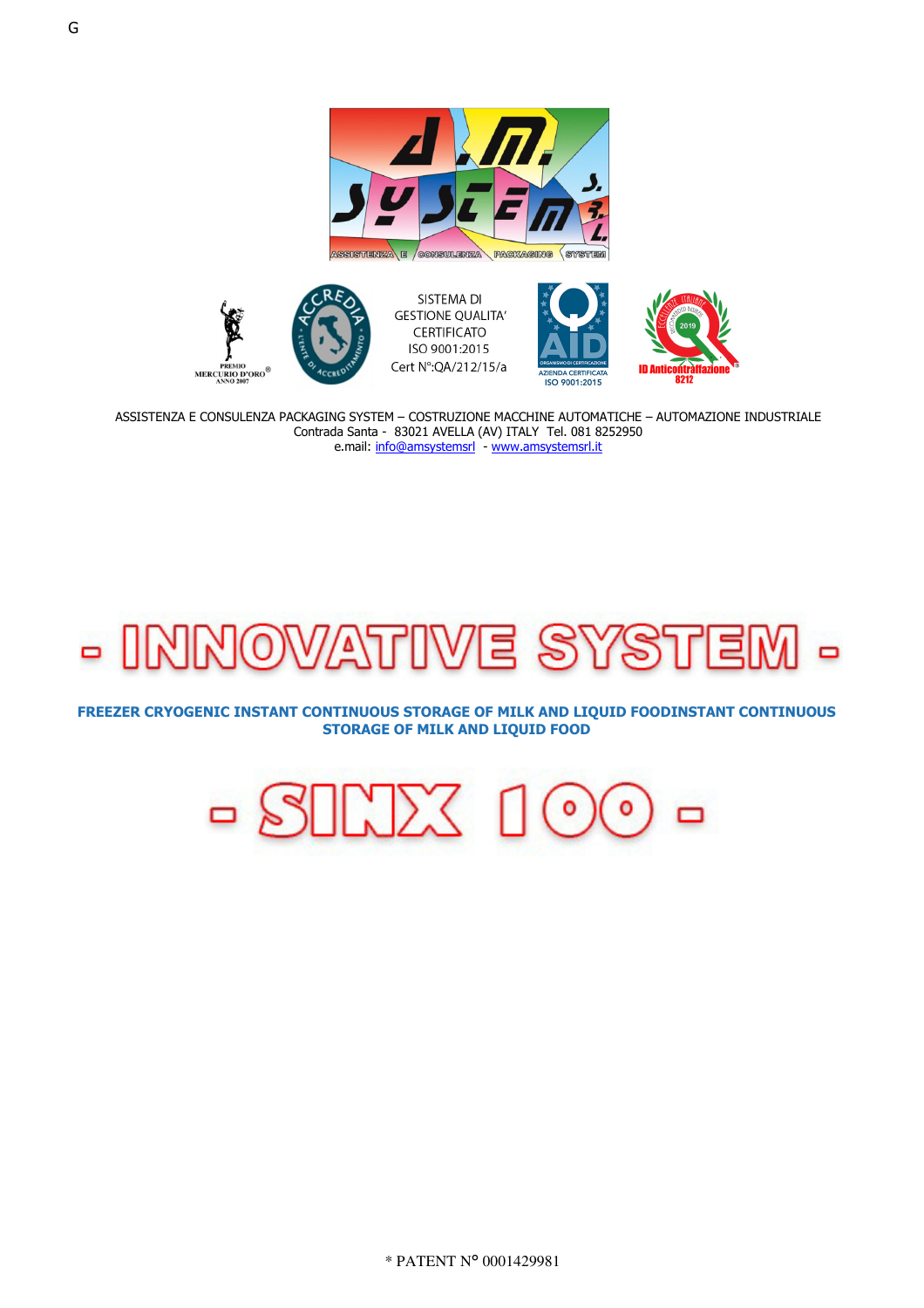G

SISTEMA DI GESTIONE QUALITA' CERTIFICATO ISO 9001:2015 Cert N°:QA/212/15/a

ASSISTENZA E CONSULENZA PACKAGING SYSTEM – COSTRUZIONE MACCHINE AUTOMATICHE – AUTOMAZIONE INDUSTRIALE
Contrada Santa - 83021 AVELLA (AV) ITALY Tel. 081 8252950
e.mail: info@amsystemsrl - www.amsystemsrl.it

# - INNOVATIVE SYSTEM -

**FREEZER CRYOGENIC INSTANT CONTINUOUS STORAGE OF MILK AND LIQUID FOODINSTANT CONTINUOUS STORAGE OF MILK AND LIQUID FOOD**

# - SINX 100 -

* PATENT N° 0001429981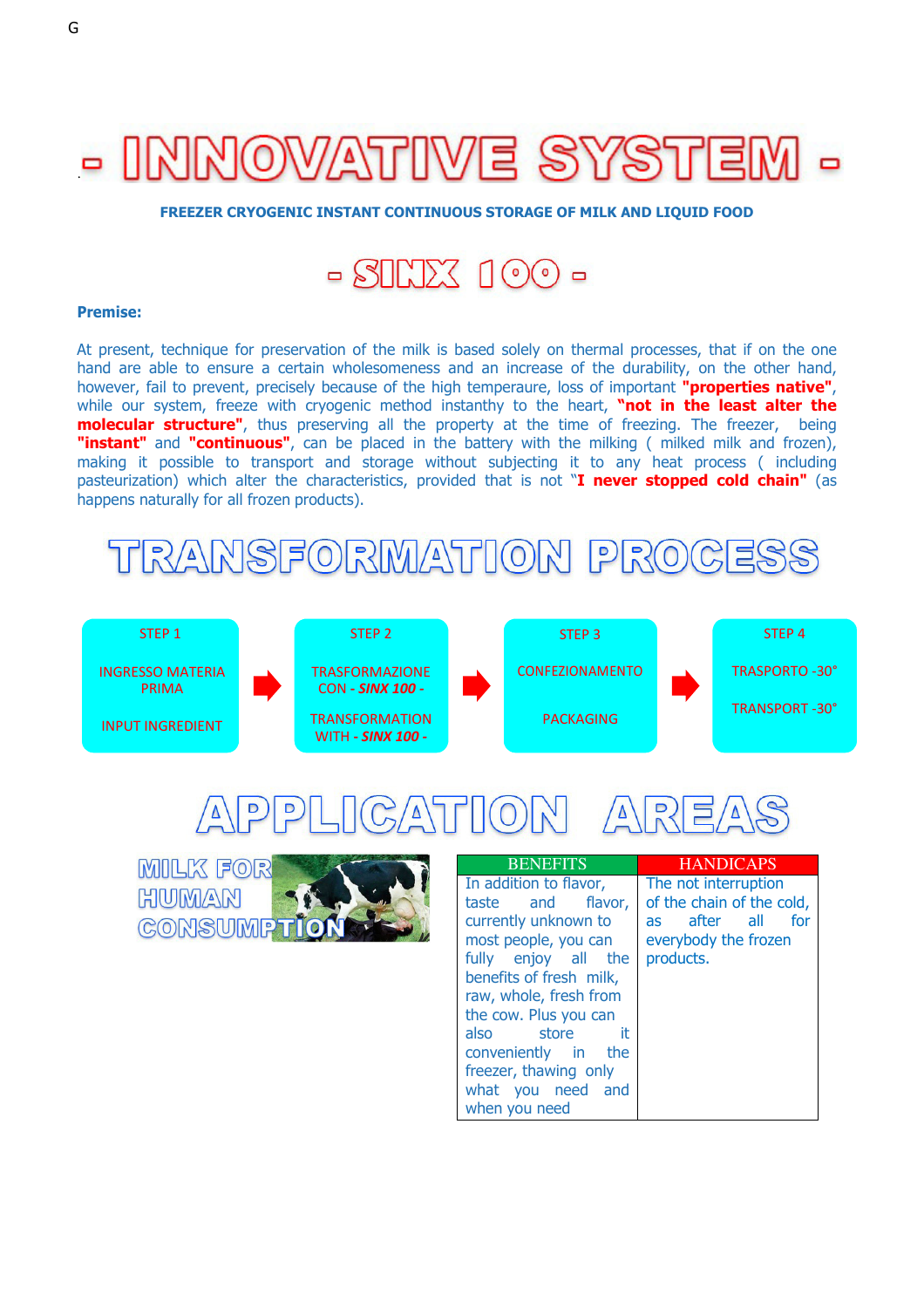# - INNOVATIVE SYSTEM -

**FREEZER CRYOGENIC INSTANT CONTINUOUS STORAGE OF MILK AND LIQUID FOOD**

## - SINX 100 -

**Premise:**

At present, technique for preservation of the milk is based solely on thermal processes, that if on the one hand are able to ensure a certain wholesomeness and an increase of the durability, on the other hand, however, fail to prevent, precisely because of the high tempeaure, loss of important **"properties native"**, while our system, freeze with cryogenic method instanthy to the heart, **"not in the least alter the molecular structure"**, thus preserving all the property at the time of freezing. The freezer, being **"instant"** and **"continuous"**, can be placed in the battery with the milking ( milked milk and frozen), making it possible to transport and storage without subjecting it to any heat process ( including pasteurization) which alter the characteristics, provided that is not **"I never stopped cold chain"** (as happens naturally for all frozen products).

## TRANSFORMATION PROCESS

- STEP 1 — INGRESSO MATERIA PRIMA / INPUT INGREDIENT
- STEP 2 — TRASFORMAZIONE CON - *SINX 100* - / TRANSFORMATION WITH - *SINX 100* -
- STEP 3 — CONFEZIONAMENTO / PACKAGING
- STEP 4 — TRASPORTO -30° / TRANSPORT -30°

## APPLICATION AREAS

### MILK FOR HUMAN CONSUMPTION

| BENEFITS | HANDICAPS |
| --- | --- |
| In addition to flavor, taste and flavor, currently unknown to most people, you can fully enjoy all the benefits of fresh milk, raw, whole, fresh from the cow. Plus you can also store it conveniently in the freezer, thawing only what you need and when you need | The not interruption of the chain of the cold, as after all for everybody the frozen products. |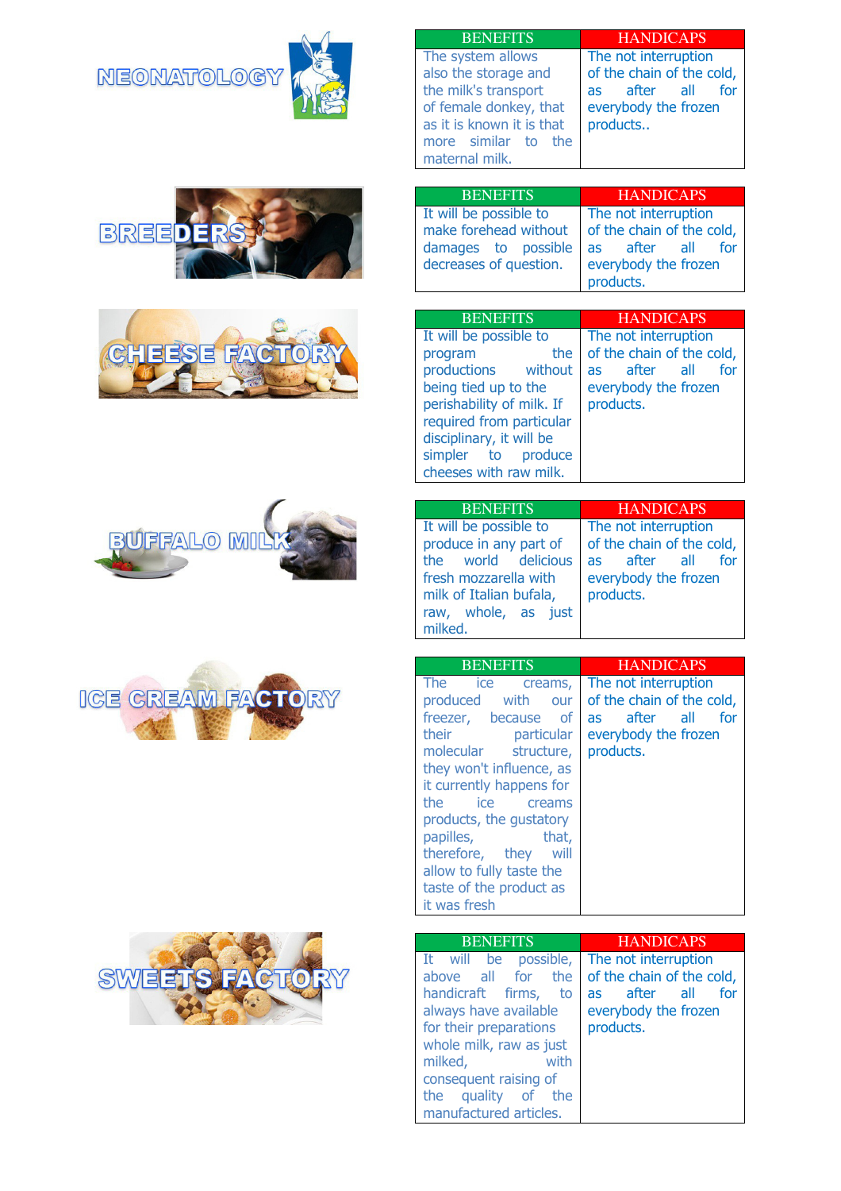## NEONATOLOGY

| BENEFITS | HANDICAPS |
| --- | --- |
| The system allows also the storage and the milk's transport of female donkey, that as it is known it is that more similar to the maternal milk. | The not interruption of the chain of the cold, as after all for everybody the frozen products.. |

## BREEDERS

| BENEFITS | HANDICAPS |
| --- | --- |
| It will be possible to make forehead without damages to possible decreases of question. | The not interruption of the chain of the cold, as after all for everybody the frozen products. |

## CHEESE FACTORY

| BENEFITS | HANDICAPS |
| --- | --- |
| It will be possible to program the productions without being tied up to the perishability of milk. If required from particular disciplinary, it will be simpler to produce cheeses with raw milk. | The not interruption of the chain of the cold, as after all for everybody the frozen products. |

## BUFFALO MILK

| BENEFITS | HANDICAPS |
| --- | --- |
| It will be possible to produce in any part of the world delicious fresh mozzarella with milk of Italian bufala, raw, whole, as just milked. | The not interruption of the chain of the cold, as after all for everybody the frozen products. |

## ICE CREAM FACTORY

| BENEFITS | HANDICAPS |
| --- | --- |
| The ice creams, produced with our freezer, because of their particular molecular structure, they won't influence, as it currently happens for the ice creams products, the gustatory papilles, that, therefore, they will allow to fully taste the taste of the product as it was fresh | The not interruption of the chain of the cold, as after all for everybody the frozen products. |

## SWEETS FACTORY

| BENEFITS | HANDICAPS |
| --- | --- |
| It will be possible, above all for the handicraft firms, to always have available for their preparations whole milk, raw as just milked, with consequent raising of the quality of the manufactured articles. | The not interruption of the chain of the cold, as after all for everybody the frozen products. |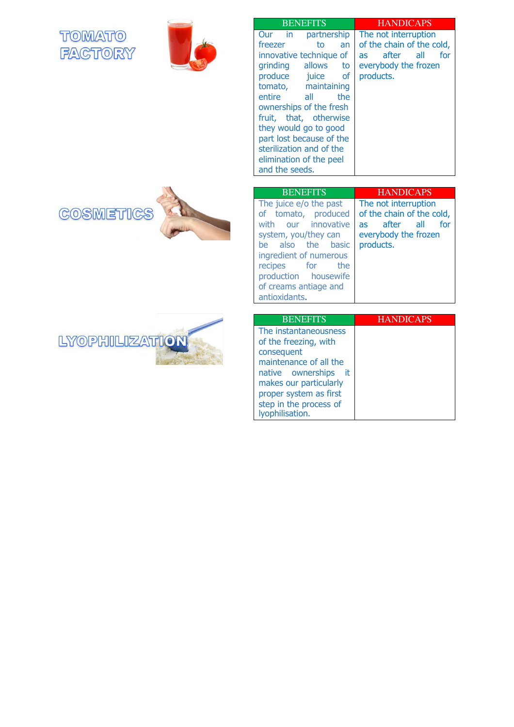## TOMATO FACTORY

| BENEFITS | HANDICAPS |
|---|---|
| Our in partnership freezer to an innovative technique of grinding allows to produce juice of tomato, maintaining entire all the ownerships of the fresh fruit, that, otherwise they would go to good part lost because of the sterilization and of the elimination of the peel and the seeds. | The not interruption of the chain of the cold, as after all for everybody the frozen products. |

## COSMETICS

| BENEFITS | HANDICAPS |
|---|---|
| The juice e/o the past of tomato, produced with our innovative system, you/they can be also the basic ingredient of numerous recipes for the production housewife of creams antiage and antioxidants. | The not interruption of the chain of the cold, as after all for everybody the frozen products. |

## LYOPHILIZATION

| BENEFITS | HANDICAPS |
|---|---|
| The instantaneousness of the freezing, with consequent maintenance of all the native ownerships it makes our particularly proper system as first step in the process of lyophilisation. | |